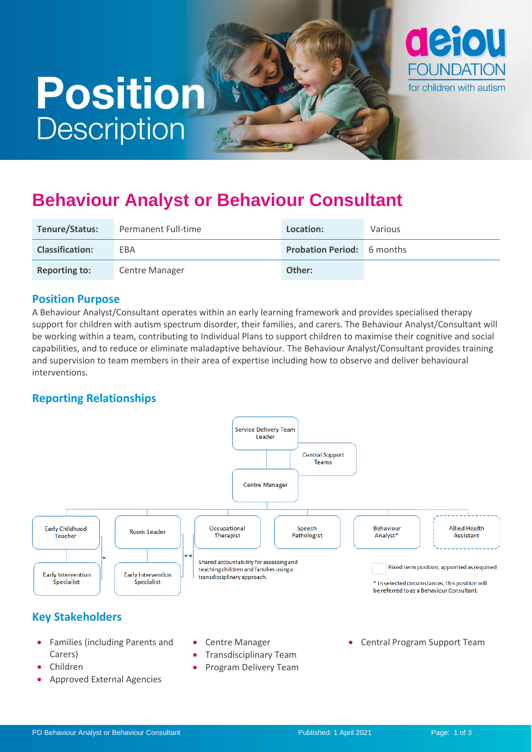# Position Description

deiou FOUNDATION for children with autism

## Behaviour Analyst or Behaviour Consultant

| Tenure/Status: | Permanent Full-time | Location: | Various |
|---|---|---|---|
| Classification: | EBA | Probation Period: | 6 months |
| Reporting to: | Centre Manager | Other: | |

### Position Purpose

A Behaviour Analyst/Consultant operates within an early learning framework and provides specialised therapy support for children with autism spectrum disorder, their families, and carers. The Behaviour Analyst/Consultant will be working within a team, contributing to Individual Plans to support children to maximise their cognitive and social capabilities, and to reduce or eliminate maladaptive behaviour. The Behaviour Analyst/Consultant provides training and supervision to team members in their area of expertise including how to observe and deliver behavioural interventions.

### Reporting Relationships

- Service Delivery Team Leader
  - Central Support Teams
  - Centre Manager
    - Early Childhood Teacher
      - Early Intervention Specialist
    - Room Leader
      - Early Intervention Specialist
    - Occupational Therapist
    - Speech Pathologist
    - Behaviour Analyst*
    - Allied Health Assistant (fixed term position, appointed as required)

Shared accountability for assessing and teaching children and families using a transdisciplinary approach.

Fixed term position, appointed as required

\* In selected circumstances, this position will be referred to as a Behaviour Consultant.

### Key Stakeholders

- Families (including Parents and Carers)
- Children
- Approved External Agencies
- Centre Manager
- Transdisciplinary Team
- Program Delivery Team
- Central Program Support Team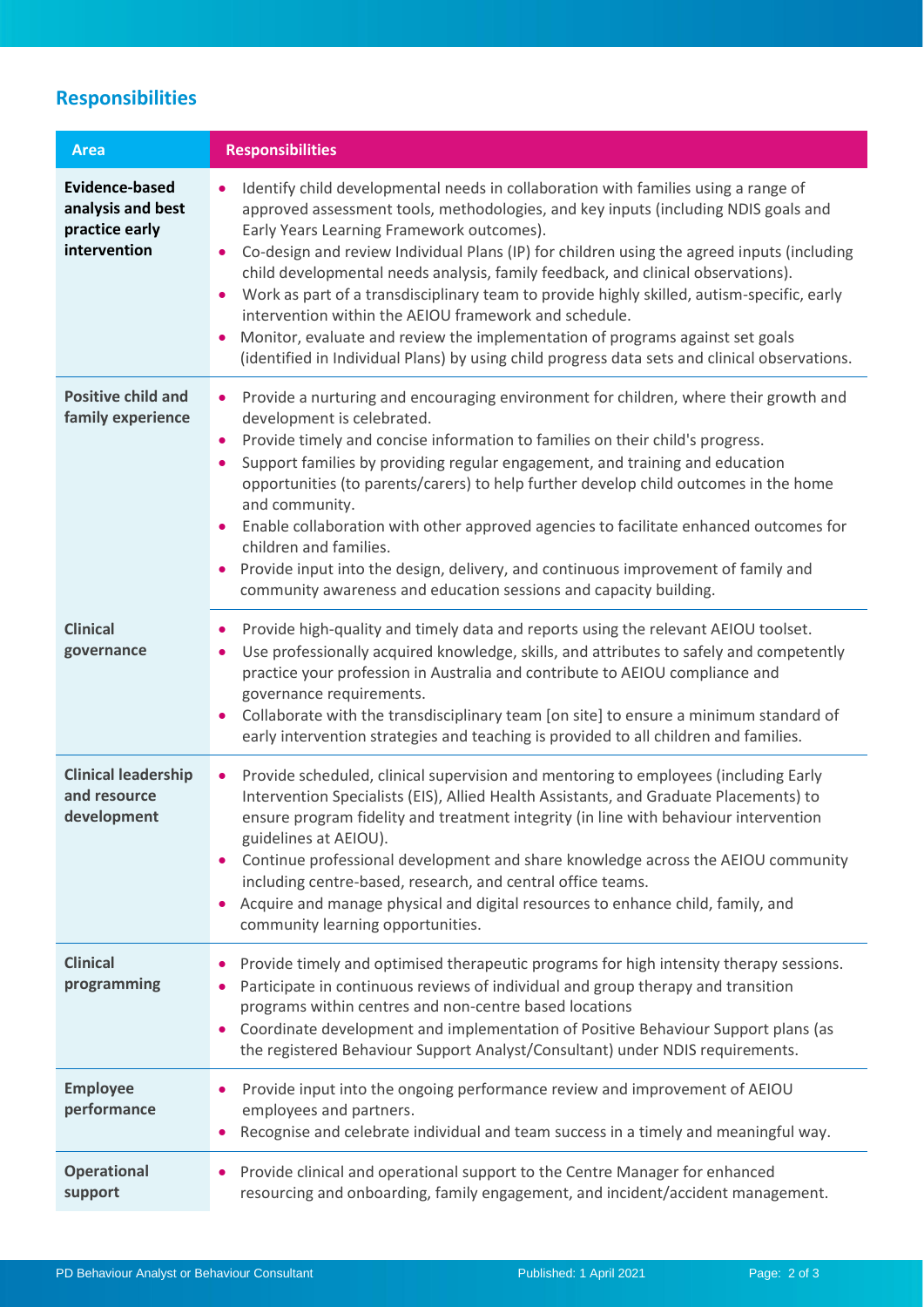## Responsibilities

| Area | Responsibilities |
| --- | --- |
| **Evidence-based analysis and best practice early intervention** | • Identify child developmental needs in collaboration with families using a range of approved assessment tools, methodologies, and key inputs (including NDIS goals and Early Years Learning Framework outcomes).<br>• Co-design and review Individual Plans (IP) for children using the agreed inputs (including child developmental needs analysis, family feedback, and clinical observations).<br>• Work as part of a transdisciplinary team to provide highly skilled, autism-specific, early intervention within the AEIOU framework and schedule.<br>• Monitor, evaluate and review the implementation of programs against set goals (identified in Individual Plans) by using child progress data sets and clinical observations. |
| **Positive child and family experience** | • Provide a nurturing and encouraging environment for children, where their growth and development is celebrated.<br>• Provide timely and concise information to families on their child's progress.<br>• Support families by providing regular engagement, and training and education opportunities (to parents/carers) to help further develop child outcomes in the home and community.<br>• Enable collaboration with other approved agencies to facilitate enhanced outcomes for children and families.<br>• Provide input into the design, delivery, and continuous improvement of family and community awareness and education sessions and capacity building. |
| **Clinical governance** | • Provide high-quality and timely data and reports using the relevant AEIOU toolset.<br>• Use professionally acquired knowledge, skills, and attributes to safely and competently practice your profession in Australia and contribute to AEIOU compliance and governance requirements.<br>• Collaborate with the transdisciplinary team [on site] to ensure a minimum standard of early intervention strategies and teaching is provided to all children and families. |
| **Clinical leadership and resource development** | • Provide scheduled, clinical supervision and mentoring to employees (including Early Intervention Specialists (EIS), Allied Health Assistants, and Graduate Placements) to ensure program fidelity and treatment integrity (in line with behaviour intervention guidelines at AEIOU).<br>• Continue professional development and share knowledge across the AEIOU community including centre-based, research, and central office teams.<br>• Acquire and manage physical and digital resources to enhance child, family, and community learning opportunities. |
| **Clinical programming** | • Provide timely and optimised therapeutic programs for high intensity therapy sessions.<br>• Participate in continuous reviews of individual and group therapy and transition programs within centres and non-centre based locations<br>• Coordinate development and implementation of Positive Behaviour Support plans (as the registered Behaviour Support Analyst/Consultant) under NDIS requirements. |
| **Employee performance** | • Provide input into the ongoing performance review and improvement of AEIOU employees and partners.<br>• Recognise and celebrate individual and team success in a timely and meaningful way. |
| **Operational support** | • Provide clinical and operational support to the Centre Manager for enhanced resourcing and onboarding, family engagement, and incident/accident management. |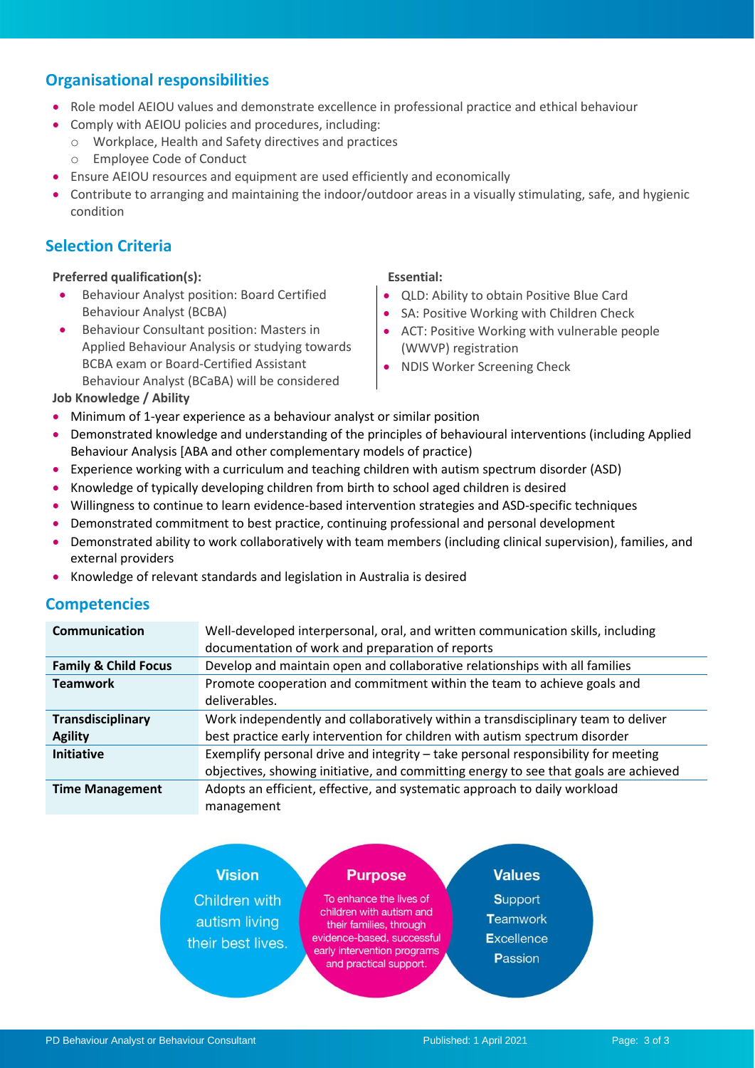## Organisational responsibilities

- Role model AEIOU values and demonstrate excellence in professional practice and ethical behaviour
- Comply with AEIOU policies and procedures, including:
  - Workplace, Health and Safety directives and practices
  - Employee Code of Conduct
- Ensure AEIOU resources and equipment are used efficiently and economically
- Contribute to arranging and maintaining the indoor/outdoor areas in a visually stimulating, safe, and hygienic condition

## Selection Criteria

**Preferred qualification(s):**

- Behaviour Analyst position: Board Certified Behaviour Analyst (BCBA)
- Behaviour Consultant position: Masters in Applied Behaviour Analysis or studying towards BCBA exam or Board-Certified Assistant Behaviour Analyst (BCaBA) will be considered

**Essential:**

- QLD: Ability to obtain Positive Blue Card
- SA: Positive Working with Children Check
- ACT: Positive Working with vulnerable people (WWVP) registration
- NDIS Worker Screening Check

**Job Knowledge / Ability**

- Minimum of 1-year experience as a behaviour analyst or similar position
- Demonstrated knowledge and understanding of the principles of behavioural interventions (including Applied Behaviour Analysis [ABA and other complementary models of practice)
- Experience working with a curriculum and teaching children with autism spectrum disorder (ASD)
- Knowledge of typically developing children from birth to school aged children is desired
- Willingness to continue to learn evidence-based intervention strategies and ASD-specific techniques
- Demonstrated commitment to best practice, continuing professional and personal development
- Demonstrated ability to work collaboratively with team members (including clinical supervision), families, and external providers
- Knowledge of relevant standards and legislation in Australia is desired

## Competencies

| | |
|---|---|
| **Communication** | Well-developed interpersonal, oral, and written communication skills, including documentation of work and preparation of reports |
| **Family & Child Focus** | Develop and maintain open and collaborative relationships with all families |
| **Teamwork** | Promote cooperation and commitment within the team to achieve goals and deliverables. |
| **Transdisciplinary Agility** | Work independently and collaboratively within a transdisciplinary team to deliver best practice early intervention for children with autism spectrum disorder |
| **Initiative** | Exemplify personal drive and integrity – take personal responsibility for meeting objectives, showing initiative, and committing energy to see that goals are achieved |
| **Time Management** | Adopts an efficient, effective, and systematic approach to daily workload management |

**Vision**

Children with autism living their best lives.

**Purpose**

To enhance the lives of children with autism and their families, through evidence-based, successful early intervention programs and practical support.

**Values**

**S**upport
**T**eamwork
**E**xcellence
**P**assion